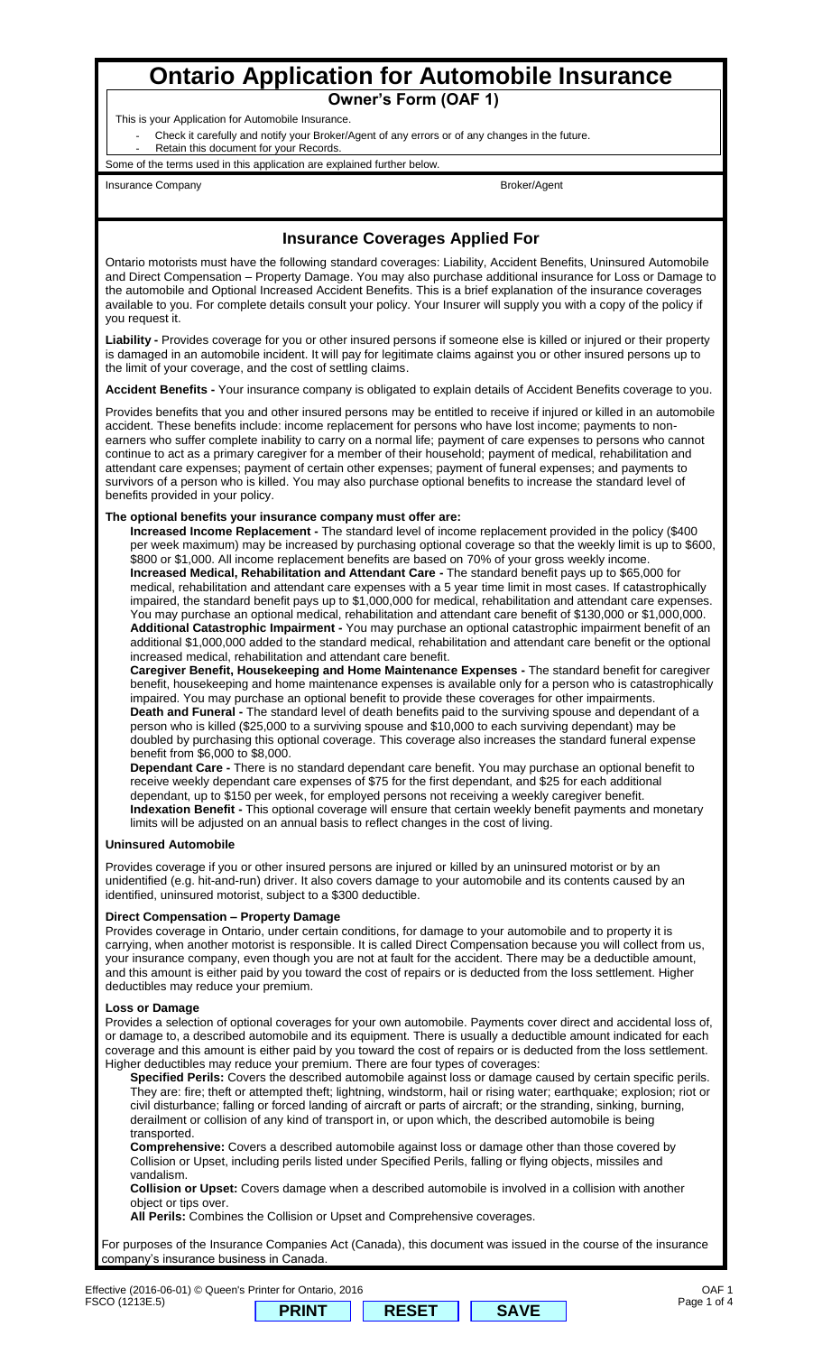# Ontario Application for Automobile Insurance

## Owner's Form (OAF 1)

This is your Application for Automobile Insurance.

- Check it carefully and notify your Broker/Agent of any errors or of any changes in the future.
- Retain this document for your Records.

Some of the terms used in this application are explained further below.

| Insurance Company | Broker/Agent |
|---|---|
| | |

## Insurance Coverages Applied For

Ontario motorists must have the following standard coverages: Liability, Accident Benefits, Uninsured Automobile and Direct Compensation – Property Damage. You may also purchase additional insurance for Loss or Damage to the automobile and Optional Increased Accident Benefits. This is a brief explanation of the insurance coverages available to you. For complete details consult your policy. Your Insurer will supply you with a copy of the policy if you request it.

**Liability -** Provides coverage for you or other insured persons if someone else is killed or injured or their property is damaged in an automobile incident. It will pay for legitimate claims against you or other insured persons up to the limit of your coverage, and the cost of settling claims.

**Accident Benefits -** Your insurance company is obligated to explain details of Accident Benefits coverage to you.

Provides benefits that you and other insured persons may be entitled to receive if injured or killed in an automobile accident. These benefits include: income replacement for persons who have lost income; payments to non-earners who suffer complete inability to carry on a normal life; payment of care expenses to persons who cannot continue to act as a primary caregiver for a member of their household; payment of medical, rehabilitation and attendant care expenses; payment of certain other expenses; payment of funeral expenses; and payments to survivors of a person who is killed. You may also purchase optional benefits to increase the standard level of benefits provided in your policy.

### The optional benefits your insurance company must offer are:

**Increased Income Replacement -** The standard level of income replacement provided in the policy ($400 per week maximum) may be increased by purchasing optional coverage so that the weekly limit is up to $600, $800 or $1,000. All income replacement benefits are based on 70% of your gross weekly income.

**Increased Medical, Rehabilitation and Attendant Care -** The standard benefit pays up to $65,000 for medical, rehabilitation and attendant care expenses with a 5 year time limit in most cases. If catastrophically impaired, the standard benefit pays up to $1,000,000 for medical, rehabilitation and attendant care expenses. You may purchase an optional medical, rehabilitation and attendant care benefit of $130,000 or $1,000,000.

**Additional Catastrophic Impairment -** You may purchase an optional catastrophic impairment benefit of an additional $1,000,000 added to the standard medical, rehabilitation and attendant care benefit or the optional increased medical, rehabilitation and attendant care benefit.

**Caregiver Benefit, Housekeeping and Home Maintenance Expenses -** The standard benefit for caregiver benefit, housekeeping and home maintenance expenses is available only for a person who is catastrophically impaired. You may purchase an optional benefit to provide these coverages for other impairments.

**Death and Funeral -** The standard level of death benefits paid to the surviving spouse and dependant of a person who is killed ($25,000 to a surviving spouse and $10,000 to each surviving dependant) may be doubled by purchasing this optional coverage. This coverage also increases the standard funeral expense benefit from $6,000 to $8,000.

**Dependant Care -** There is no standard dependant care benefit. You may purchase an optional benefit to receive weekly dependant care expenses of $75 for the first dependant, and $25 for each additional dependant, up to $150 per week, for employed persons not receiving a weekly caregiver benefit.

**Indexation Benefit -** This optional coverage will ensure that certain weekly benefit payments and monetary limits will be adjusted on an annual basis to reflect changes in the cost of living.

### Uninsured Automobile

Provides coverage if you or other insured persons are injured or killed by an uninsured motorist or by an unidentified (e.g. hit-and-run) driver. It also covers damage to your automobile and its contents caused by an identified, uninsured motorist, subject to a $300 deductible.

### Direct Compensation – Property Damage

Provides coverage in Ontario, under certain conditions, for damage to your automobile and to property it is carrying, when another motorist is responsible. It is called Direct Compensation because you will collect from us, your insurance company, even though you are not at fault for the accident. There may be a deductible amount, and this amount is either paid by you toward the cost of repairs or is deducted from the loss settlement. Higher deductibles may reduce your premium.

### Loss or Damage

Provides a selection of optional coverages for your own automobile. Payments cover direct and accidental loss of, or damage to, a described automobile and its equipment. There is usually a deductible amount indicated for each coverage and this amount is either paid by you toward the cost of repairs or is deducted from the loss settlement. Higher deductibles may reduce your premium. There are four types of coverages:

**Specified Perils:** Covers the described automobile against loss or damage caused by certain specific perils. They are: fire; theft or attempted theft; lightning, windstorm, hail or rising water; earthquake; explosion; riot or civil disturbance; falling or forced landing of aircraft or parts of aircraft; or the stranding, sinking, burning, derailment or collision of any kind of transport in, or upon which, the described automobile is being transported.

**Comprehensive:** Covers a described automobile against loss or damage other than those covered by Collision or Upset, including perils listed under Specified Perils, falling or flying objects, missiles and vandalism.

**Collision or Upset:** Covers damage when a described automobile is involved in a collision with another object or tips over.

**All Perils:** Combines the Collision or Upset and Comprehensive coverages.

For purposes of the Insurance Companies Act (Canada), this document was issued in the course of the insurance company's insurance business in Canada.

Effective (2016-06-01) © Queen's Printer for Ontario, 2016
FSCO (1213E.5)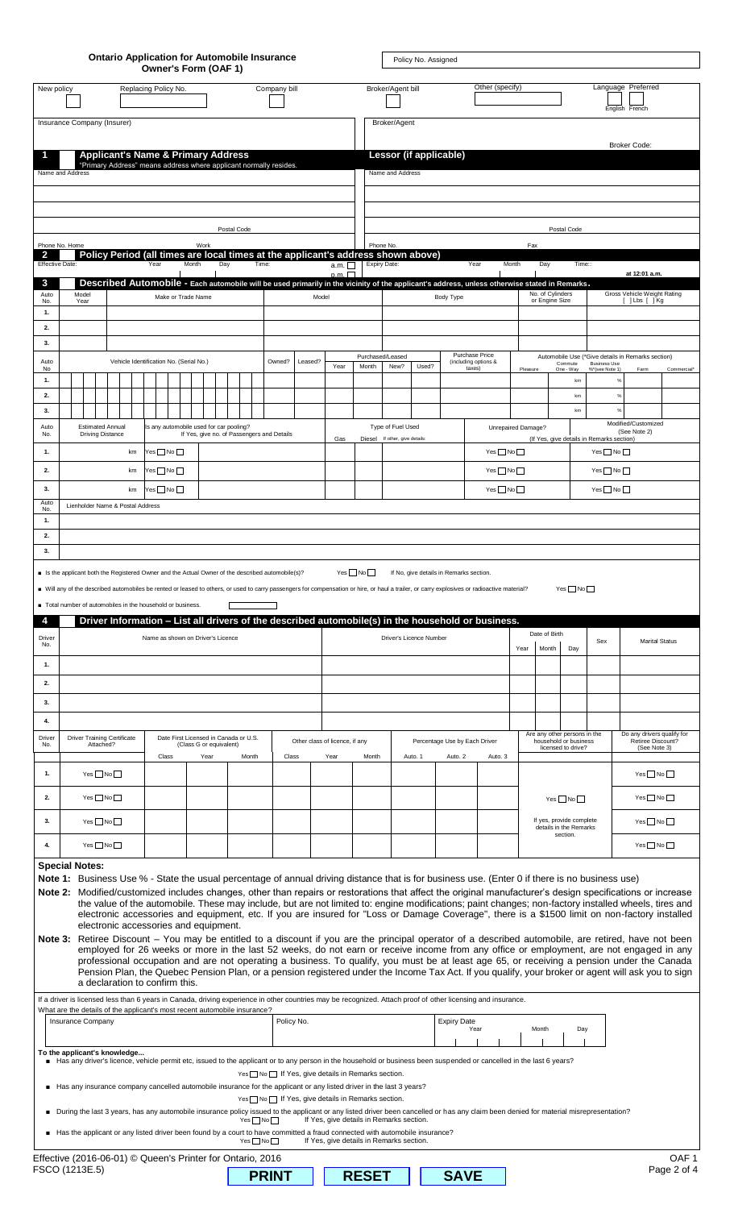# Ontario Application for Automobile Insurance Owner's Form (OAF 1)

Policy No. Assigned

| New policy | Replacing Policy No. | Company bill | Broker/Agent bill | Other (specify) | Language Preferred |
|---|---|---|---|---|---|
| | | | | | English French |

| Insurance Company (Insurer) | Broker/Agent |
|---|---|
| | Broker Code: |

## 1 Applicant's Name & Primary Address

"Primary Address" means address where applicant normally resides.

Name and Address

Postal Code

Phone No. Home    Work

## Lessor (if applicable)

Name and Address

Postal Code

Phone No.    Fax

## 2 Policy Period (all times are local times at the applicant's address shown above)

| Effective Date: Year | Month | Day | Time: | a.m. / p.m. | Expiry Date: Year | Month | Day | Time: at 12:01 a.m. |
|---|---|---|---|---|---|---|---|---|
| | | | | | | | | |

## 3 Described Automobile - Each automobile will be used primarily in the vicinity of the applicant's address, unless otherwise stated in Remarks.

| Auto No. | Model Year | Make or Trade Name | Model | Body Type | No. of Cylinders or Engine Size | Gross Vehicle Weight Rating [ ] Lbs [ ] Kg |
|---|---|---|---|---|---|---|
| 1. | | | | | | |
| 2. | | | | | | |
| 3. | | | | | | |

| Auto No. | Vehicle Identification No. (Serial No.) | Owned? | Leased? | Purchased/Leased Year | Month | New? | Used? | Purchase Price (including options & taxes) | Pleasure | Commute One-Way | Business Use %*(see Note 1) | Farm | Commercial* |
|---|---|---|---|---|---|---|---|---|---|---|---|---|---|
| 1. | | | | | | | | | | km | % | | |
| 2. | | | | | | | | | | km | % | | |
| 3. | | | | | | | | | | km | % | | |

Automobile Use (*Give details in Remarks section)

| Auto No. | Estimated Annual Driving Distance | Is any automobile used for car pooling? If Yes, give no. of Passengers and Details | Type of Fuel Used: Gas | Diesel | If other, give details | Unrepaired Damage? (If Yes, give details in Remarks section) | Modified/Customized (See Note 2) |
|---|---|---|---|---|---|---|---|
| 1. | km | Yes ☐ No ☐ | | | | Yes ☐ No ☐ | Yes ☐ No ☐ |
| 2. | km | Yes ☐ No ☐ | | | | Yes ☐ No ☐ | Yes ☐ No ☐ |
| 3. | km | Yes ☐ No ☐ | | | | Yes ☐ No ☐ | Yes ☐ No ☐ |

| Auto No. | Lienholder Name & Postal Address |
|---|---|
| 1. | |
| 2. | |
| 3. | |

- Is the applicant both the Registered Owner and the Actual Owner of the described automobile(s)? Yes ☐ No ☐ If No, give details in Remarks section.
- Will any of the described automobiles be rented or leased to others, or used to carry passengers for compensation or hire, or haul a trailer, or carry explosives or radioactive material? Yes ☐ No ☐
- Total number of automobiles in the household or business.

## 4 Driver Information – List all drivers of the described automobile(s) in the household or business.

| Driver No. | Name as shown on Driver's Licence | Driver's Licence Number | Date of Birth Year | Month | Day | Sex | Marital Status |
|---|---|---|---|---|---|---|---|
| 1. | | | | | | | |
| 2. | | | | | | | |
| 3. | | | | | | | |
| 4. | | | | | | | |

| Driver No. | Driver Training Certificate Attached? | Date First Licensed in Canada or U.S. (Class G or equivalent) Class | Year | Month | Other class of licence, if any Class | Year | Month | Percentage Use by Each Driver Auto. 1 | Auto. 2 | Auto. 3 | Do any drivers qualify for Retiree Discount? (See Note 3) |
|---|---|---|---|---|---|---|---|---|---|---|---|
| 1. | Yes ☐ No ☐ | | | | | | | | | | Yes ☐ No ☐ |
| 2. | Yes ☐ No ☐ | | | | | | | | | | Yes ☐ No ☐ |
| 3. | Yes ☐ No ☐ | | | | | | | | | | Yes ☐ No ☐ |
| 4. | Yes ☐ No ☐ | | | | | | | | | | Yes ☐ No ☐ |

Are any other persons in the household or business licensed to drive? Yes ☐ No ☐ If yes, provide complete details in the Remarks section.

**Special Notes:**

**Note 1:** Business Use % - State the usual percentage of annual driving distance that is for business use. (Enter 0 if there is no business use)

**Note 2:** Modified/customized includes changes, other than repairs or restorations that affect the original manufacturer's design specifications or increase the value of the automobile. These may include, but are not limited to: engine modifications; paint changes; non-factory installed wheels, tires and electronic accessories and equipment, etc. If you are insured for "Loss or Damage Coverage", there is a $1500 limit on non-factory installed electronic accessories and equipment.

**Note 3:** Retiree Discount – You may be entitled to a discount if you are the principal operator of a described automobile, are retired, have not been employed for 26 weeks or more in the last 52 weeks, do not earn or receive income from any office or employment, are not engaged in any professional occupation and are not operating a business. To qualify, you must be at least age 65, or receiving a pension under the Canada Pension Plan, the Quebec Pension Plan, or a pension registered under the Income Tax Act. If you qualify, your broker or agent will ask you to sign a declaration to confirm this.

If a driver is licensed less than 6 years in Canada, driving experience in other countries may be recognized. Attach proof of other licensing and insurance.

What are the details of the applicant's most recent automobile insurance?

| Insurance Company | Policy No. | Expiry Date Year | Month | Day |
|---|---|---|---|---|
| | | | | |

**To the applicant's knowledge...**

- Has any driver's licence, vehicle permit etc, issued to the applicant or to any person in the household or business been suspended or cancelled in the last 6 years? Yes ☐ No ☐ If Yes, give details in Remarks section.
- Has any insurance company cancelled automobile insurance for the applicant or any listed driver in the last 3 years? Yes ☐ No ☐ If Yes, give details in Remarks section.
- During the last 3 years, has any automobile insurance policy issued to the applicant or any listed driver been cancelled or has any claim been denied for material misrepresentation? Yes ☐ No ☐ If Yes, give details in Remarks section.
- Has the applicant or any listed driver been found by a court to have committed a fraud connected with automobile insurance? Yes ☐ No ☐ If Yes, give details in Remarks section.

Effective (2016-06-01) © Queen's Printer for Ontario, 2016
FSCO (1213E.5)

OAF 1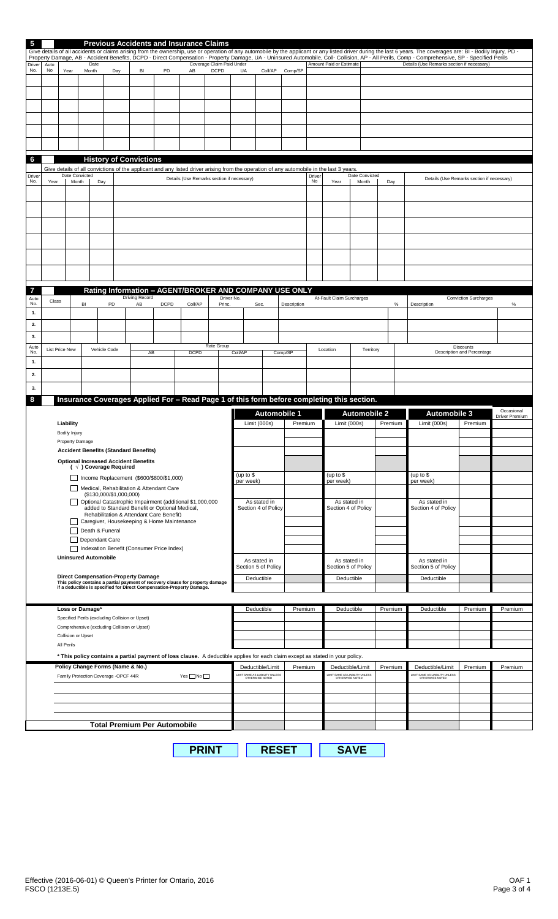## 5 Previous Accidents and Insurance Claims

Give details of all accidents or claims arising from the ownership, use or operation of any automobile by the applicant or any listed driver during the last 6 years. The coverages are: BI - Bodily Injury, PD - Property Damage, AB - Accident Benefits, DCPD - Direct Compensation - Property Damage, UA - Uninsured Automobile, Coll- Collision, AP - All Perils, Comp - Comprehensive, SP - Specified Perils

| Driver No. | Auto No | Date Year | Date Month | Date Day | BI | PD | AB | DCPD | UA | Coll/AP | Comp/SP | Amount Paid or Estimate | Details (Use Remarks section if necessary) |
|---|---|---|---|---|---|---|---|---|---|---|---|---|---|
| | | | | | | | | | | | | | |
| | | | | | | | | | | | | | |
| | | | | | | | | | | | | | |
| | | | | | | | | | | | | | |
| | | | | | | | | | | | | | |
| | | | | | | | | | | | | | |

(Coverage Claim Paid Under: BI, PD, AB, DCPD, UA, Coll/AP, Comp/SP)

## 6 History of Convictions

Give details of all convictions of the applicant and any listed driver arising from the operation of any automobile in the last 3 years.

| Driver No. | Date Convicted Year | Month | Day | Details (Use Remarks section if necessary) | Driver No | Date Convicted Year | Month | Day | Details (Use Remarks section if necessary) |
|---|---|---|---|---|---|---|---|---|---|
| | | | | | | | | | |
| | | | | | | | | | |
| | | | | | | | | | |
| | | | | | | | | | |
| | | | | | | | | | |
| | | | | | | | | | |

## 7 Rating Information – AGENT/BROKER AND COMPANY USE ONLY

| Auto No. | Class | Driving Record BI | PD | AB | DCPD | Coll/AP | Driver No. Princ. | Sec. | At-Fault Claim Surcharges Description | % | Conviction Surcharges Description | % |
|---|---|---|---|---|---|---|---|---|---|---|---|---|
| 1. | | | | | | | | | | | | |
| 2. | | | | | | | | | | | | |
| 3. | | | | | | | | | | | | |

| Auto No. | List Price New | Vehicle Code | Rate Group AB | DCPD | Coll/AP | Comp/SP | Location | Territory | Discounts Description and Percentage |
|---|---|---|---|---|---|---|---|---|---|
| 1. | | | | | | | | | |
| 2. | | | | | | | | | |
| 3. | | | | | | | | | |

## 8 Insurance Coverages Applied For – Read Page 1 of this form before completing this section.

| | Automobile 1 Limit (000s) | Premium | Automobile 2 Limit (000s) | Premium | Automobile 3 Limit (000s) | Premium | Occasional Driver Premium |
|---|---|---|---|---|---|---|---|
| **Liability** | | | | | | | |
| Bodily Injury | | | | | | | |
| Property Damage | | | | | | | |
| **Accident Benefits (Standard Benefits)** | | | | | | | |
| **Optional Increased Accident Benefits ( √ ) Coverage Required** | | | | | | | |
| ☐ Income Replacement ($600/$800/$1,000) | (up to $ per week) | | (up to $ per week) | | (up to $ per week) | | |
| ☐ Medical, Rehabilitation & Attendant Care ($130,000/$1,000,000) | | | | | | | |
| ☐ Optional Catastrophic Impairment (additional $1,000,000 added to Standard Benefit or Optional Medical, Rehabilitation & Attendant Care Benefit) | As stated in Section 4 of Policy | | As stated in Section 4 of Policy | | As stated in Section 4 of Policy | | |
| ☐ Caregiver, Housekeeping & Home Maintenance | | | | | | | |
| ☐ Death & Funeral | | | | | | | |
| ☐ Dependant Care | | | | | | | |
| ☐ Indexation Benefit (Consumer Price Index) | | | | | | | |
| **Uninsured Automobile** | As stated in Section 5 of Policy | | As stated in Section 5 of Policy | | As stated in Section 5 of Policy | | |
| **Direct Compensation-Property Damage** This policy contains a partial payment of recovery clause for property damage if a deductible is specified for Direct Compensation-Property Damage. | Deductible | | Deductible | | Deductible | | |

| | Deductible | Premium | Deductible | Premium | Deductible | Premium | Premium |
|---|---|---|---|---|---|---|---|
| **Loss or Damage*** | | | | | | | |
| Specified Perils (excluding Collision or Upset) | | | | | | | |
| Comprehensive (excluding Collision or Upset) | | | | | | | |
| Collision or Upset | | | | | | | |
| All Perils | | | | | | | |

*** This policy contains a partial payment of loss clause.** A deductible applies for each claim except as stated in your policy.

| **Policy Change Forms (Name & No.)** | Deductible/Limit (LIMIT SAME AS LIABILITY UNLESS OTHERWISE NOTED) | Premium | Deductible/Limit (LIMIT SAME AS LIABILITY UNLESS OTHERWISE NOTED) | Premium | Deductible/Limit (LIMIT SAME AS LIABILITY UNLESS OTHERWISE NOTED) | Premium | Premium |
|---|---|---|---|---|---|---|---|
| Family Protection Coverage -OPCF 44R Yes ☐ No ☐ | | | | | | | |
| | | | | | | | |
| | | | | | | | |
| | | | | | | | |
| | | | | | | | |
| **Total Premium Per Automobile** | | | | | | | |

PRINT RESET SAVE

Effective (2016-06-01) © Queen's Printer for Ontario, 2016
FSCO (1213E.5)

OAF 1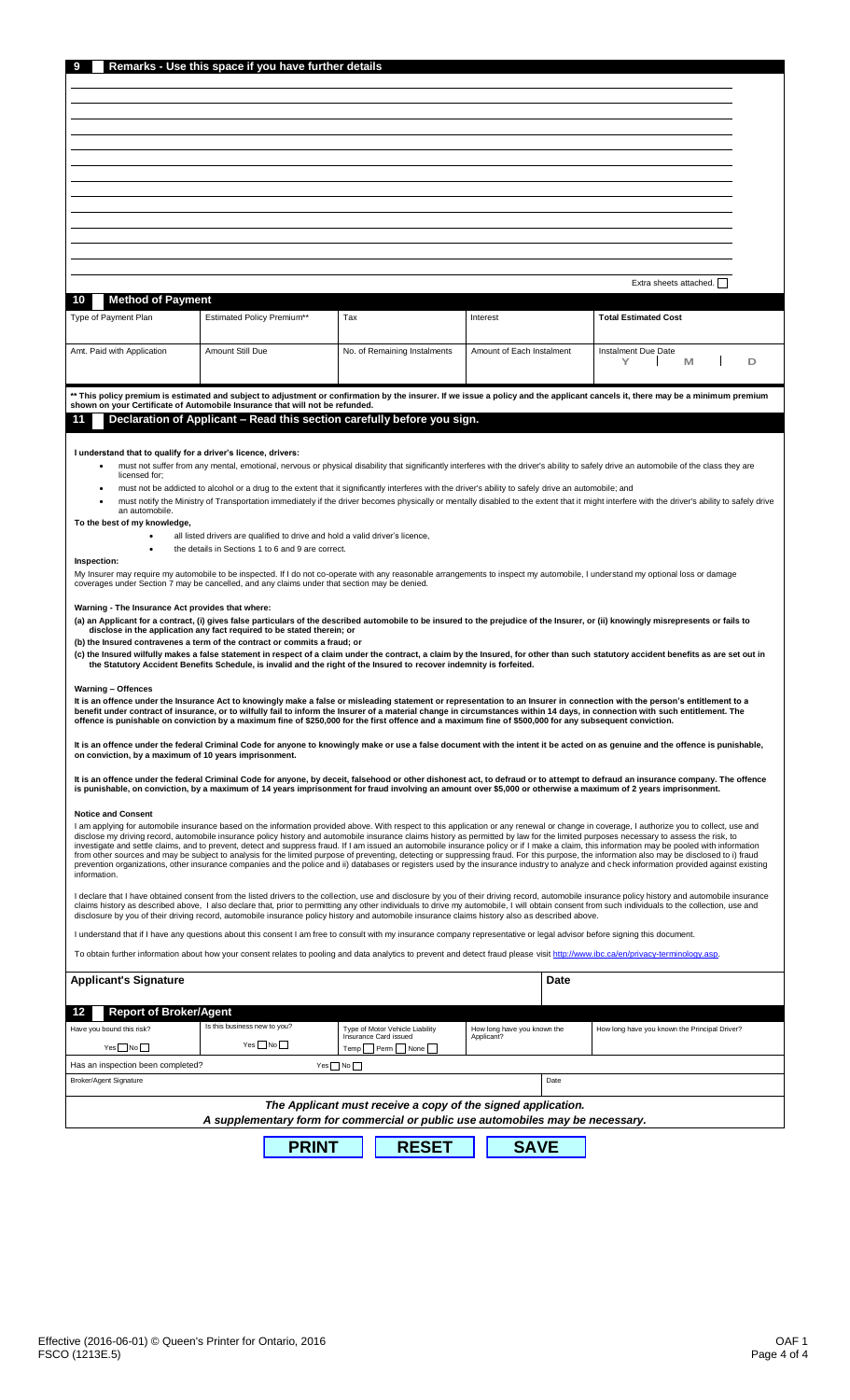## 9 Remarks - Use this space if you have further details

Extra sheets attached. ☐

## 10 Method of Payment

| Type of Payment Plan | Estimated Policy Premium** | Tax | Interest | Total Estimated Cost |
|---|---|---|---|---|
| | | | | |
| Amt. Paid with Application | Amount Still Due | No. of Remaining Instalments | Amount of Each Instalment | Instalment Due Date Y M D |
| | | | | |

**** This policy premium is estimated and subject to adjustment or confirmation by the insurer. If we issue a policy and the applicant cancels it, there may be a minimum premium shown on your Certificate of Automobile Insurance that will not be refunded.**

## 11 Declaration of Applicant – Read this section carefully before you sign.

**I understand that to qualify for a driver's licence, drivers:**

- must not suffer from any mental, emotional, nervous or physical disability that significantly interferes with the driver's ability to safely drive an automobile of the class they are licensed for;
- must not be addicted to alcohol or a drug to the extent that it significantly interferes with the driver's ability to safely drive an automobile; and
- must notify the Ministry of Transportation immediately if the driver becomes physically or mentally disabled to the extent that it might interfere with the driver's ability to safely drive an automobile.

**To the best of my knowledge,**

- all listed drivers are qualified to drive and hold a valid driver's licence,
- the details in Sections 1 to 6 and 9 are correct.

**Inspection:**

My Insurer may require my automobile to be inspected. If I do not co-operate with any reasonable arrangements to inspect my automobile, I understand my optional loss or damage coverages under Section 7 may be cancelled, and any claims under that section may be denied.

**Warning - The Insurance Act provides that where:**

**(a) an Applicant for a contract, (i) gives false particulars of the described automobile to be insured to the prejudice of the Insurer, or (ii) knowingly misrepresents or fails to disclose in the application any fact required to be stated therein; or**

**(b) the Insured contravenes a term of the contract or commits a fraud; or**

**(c) the Insured wilfully makes a false statement in respect of a claim under the contract, a claim by the Insured, for other than such statutory accident benefits as are set out in the Statutory Accident Benefits Schedule, is invalid and the right of the Insured to recover indemnity is forfeited.**

**Warning – Offences**

**It is an offence under the Insurance Act to knowingly make a false or misleading statement or representation to an Insurer in connection with the person's entitlement to a benefit under contract of insurance, or to wilfully fail to inform the Insurer of a material change in circumstances within 14 days, in connection with such entitlement. The offence is punishable on conviction by a maximum fine of $250,000 for the first offence and a maximum fine of $500,000 for any subsequent conviction.**

**It is an offence under the federal Criminal Code for anyone to knowingly make or use a false document with the intent it be acted on as genuine and the offence is punishable, on conviction, by a maximum of 10 years imprisonment.**

**It is an offence under the federal Criminal Code for anyone, by deceit, falsehood or other dishonest act, to defraud or to attempt to defraud an insurance company. The offence is punishable, on conviction, by a maximum of 14 years imprisonment for fraud involving an amount over $5,000 or otherwise a maximum of 2 years imprisonment.**

**Notice and Consent**

I am applying for automobile insurance based on the information provided above. With respect to this application or any renewal or change in coverage, I authorize you to collect, use and disclose my driving record, automobile insurance policy history and automobile insurance claims history as permitted by law for the limited purposes necessary to assess the risk, to investigate and settle claims, and to prevent, detect and suppress fraud. If I am issued an automobile insurance policy or if I make a claim, this information may be pooled with information from other sources and may be subject to analysis for the limited purpose of preventing, detecting or suppressing fraud. For this purpose, the information also may be disclosed to i) fraud prevention organizations, other insurance companies and the police and ii) databases or registers used by the insurance industry to analyze and check information provided against existing information.

I declare that I have obtained consent from the listed drivers to the collection, use and disclosure by you of their driving record, automobile insurance policy history and automobile insurance claims history as described above, I also declare that, prior to permitting any other individuals to drive my automobile, I will obtain consent from such individuals to the collection, use and disclosure by you of their driving record, automobile insurance policy history and automobile insurance claims history also as described above.

I understand that if I have any questions about this consent I am free to consult with my insurance company representative or legal advisor before signing this document.

To obtain further information about how your consent relates to pooling and data analytics to prevent and detect fraud please visit http://www.ibc.ca/en/privacy-terminology.asp.

| **Applicant's Signature** | **Date** |
|---|---|
| | |

## 12 Report of Broker/Agent

| Have you bound this risk? | Is this business new to you? | Type of Motor Vehicle Liability Insurance Card issued | How long have you known the Applicant? | How long have you known the Principal Driver? |
|---|---|---|---|---|
| Yes ☐ No ☐ | Yes ☐ No ☐ | Temp ☐ Perm ☐ None ☐ | | |

Has an inspection been completed? Yes ☐ No ☐

| Broker/Agent Signature | Date |
|---|---|
| | |

***The Applicant must receive a copy of the signed application.***

***A supplementary form for commercial or public use automobiles may be necessary.***

PRINT | RESET | SAVE

Effective (2016-06-01) © Queen's Printer for Ontario, 2016
FSCO (1213E.5)

OAF 1